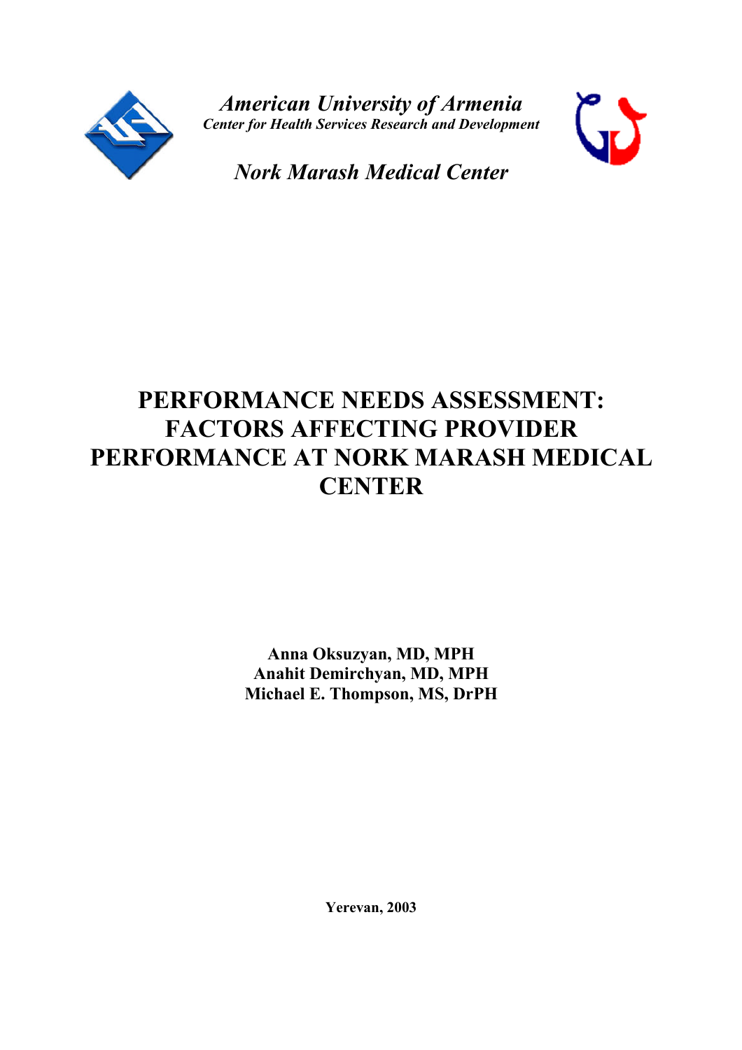*American University of Armenia*

*Center for Health Services Research and Development*

*Nork Marash Medical Center*

# PERFORMANCE NEEDS ASSESSMENT: FACTORS AFFECTING PROVIDER PERFORMANCE AT NORK MARASH MEDICAL CENTER

**Anna Oksuzyan, MD, MPH**

**Anahit Demirchyan, MD, MPH**

**Michael E. Thompson, MS, DrPH**

**Yerevan, 2003**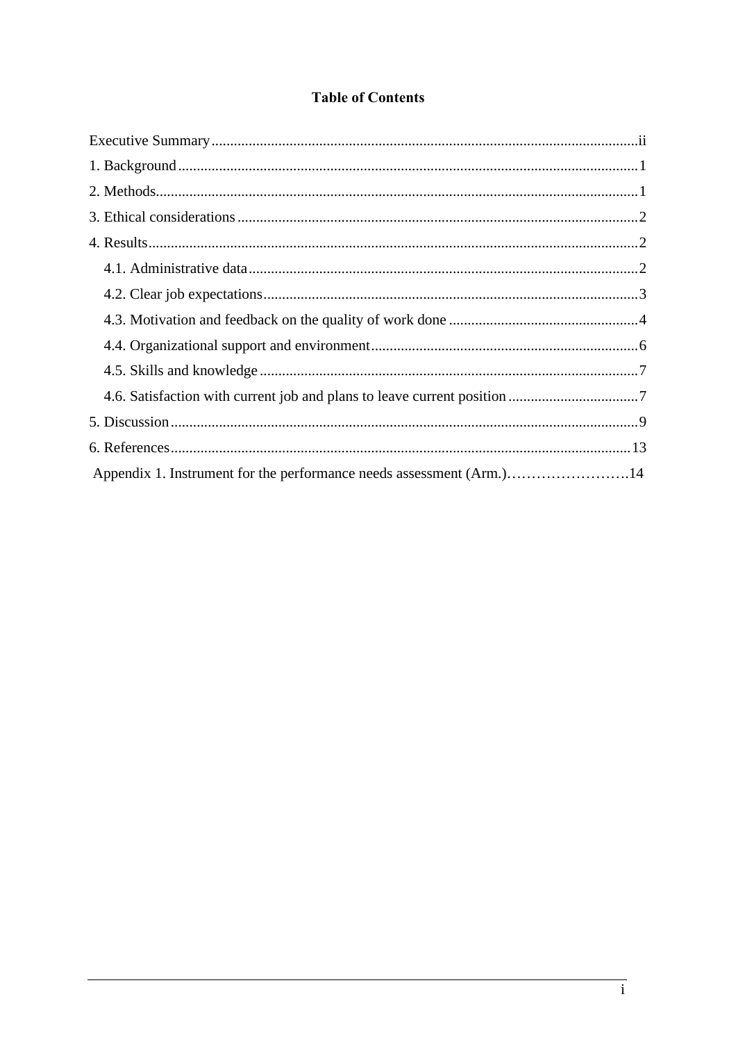# Table of Contents

Executive Summary ....................................................................................................ii

1. Background ....................................................................................................1
2. Methods ....................................................................................................1
3. Ethical considerations ....................................................................................................2
4. Results ....................................................................................................2
   - 4.1. Administrative data ....................................................................................................2
   - 4.2. Clear job expectations ....................................................................................................3
   - 4.3. Motivation and feedback on the quality of work done ....................................................................................................4
   - 4.4. Organizational support and environment ....................................................................................................6
   - 4.5. Skills and knowledge ....................................................................................................7
   - 4.6. Satisfaction with current job and plans to leave current position ....................................................................................................7
5. Discussion ....................................................................................................9
6. References ....................................................................................................13

Appendix 1. Instrument for the performance needs assessment (Arm.)…………………….14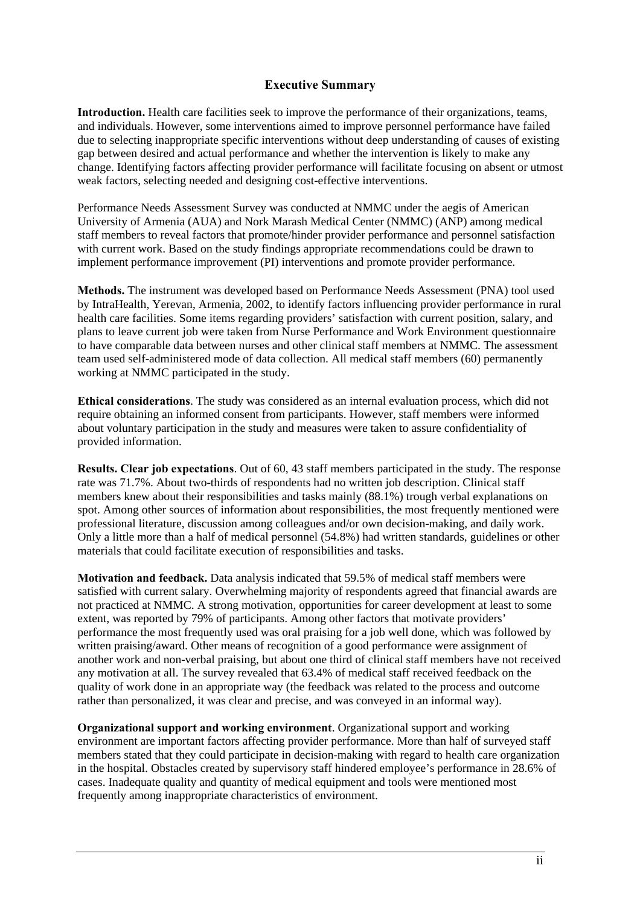## Executive Summary

**Introduction.** Health care facilities seek to improve the performance of their organizations, teams, and individuals. However, some interventions aimed to improve personnel performance have failed due to selecting inappropriate specific interventions without deep understanding of causes of existing gap between desired and actual performance and whether the intervention is likely to make any change. Identifying factors affecting provider performance will facilitate focusing on absent or utmost weak factors, selecting needed and designing cost-effective interventions.

Performance Needs Assessment Survey was conducted at NMMC under the aegis of American University of Armenia (AUA) and Nork Marash Medical Center (NMMC) (ANP) among medical staff members to reveal factors that promote/hinder provider performance and personnel satisfaction with current work. Based on the study findings appropriate recommendations could be drawn to implement performance improvement (PI) interventions and promote provider performance.

**Methods.** The instrument was developed based on Performance Needs Assessment (PNA) tool used by IntraHealth, Yerevan, Armenia, 2002, to identify factors influencing provider performance in rural health care facilities. Some items regarding providers' satisfaction with current position, salary, and plans to leave current job were taken from Nurse Performance and Work Environment questionnaire to have comparable data between nurses and other clinical staff members at NMMC. The assessment team used self-administered mode of data collection. All medical staff members (60) permanently working at NMMC participated in the study.

**Ethical considerations**. The study was considered as an internal evaluation process, which did not require obtaining an informed consent from participants. However, staff members were informed about voluntary participation in the study and measures were taken to assure confidentiality of provided information.

**Results. Clear job expectations**. Out of 60, 43 staff members participated in the study. The response rate was 71.7%. About two-thirds of respondents had no written job description. Clinical staff members knew about their responsibilities and tasks mainly (88.1%) trough verbal explanations on spot. Among other sources of information about responsibilities, the most frequently mentioned were professional literature, discussion among colleagues and/or own decision-making, and daily work. Only a little more than a half of medical personnel (54.8%) had written standards, guidelines or other materials that could facilitate execution of responsibilities and tasks.

**Motivation and feedback.** Data analysis indicated that 59.5% of medical staff members were satisfied with current salary. Overwhelming majority of respondents agreed that financial awards are not practiced at NMMC. A strong motivation, opportunities for career development at least to some extent, was reported by 79% of participants. Among other factors that motivate providers' performance the most frequently used was oral praising for a job well done, which was followed by written praising/award. Other means of recognition of a good performance were assignment of another work and non-verbal praising, but about one third of clinical staff members have not received any motivation at all. The survey revealed that 63.4% of medical staff received feedback on the quality of work done in an appropriate way (the feedback was related to the process and outcome rather than personalized, it was clear and precise, and was conveyed in an informal way).

**Organizational support and working environment**. Organizational support and working environment are important factors affecting provider performance. More than half of surveyed staff members stated that they could participate in decision-making with regard to health care organization in the hospital. Obstacles created by supervisory staff hindered employee's performance in 28.6% of cases. Inadequate quality and quantity of medical equipment and tools were mentioned most frequently among inappropriate characteristics of environment.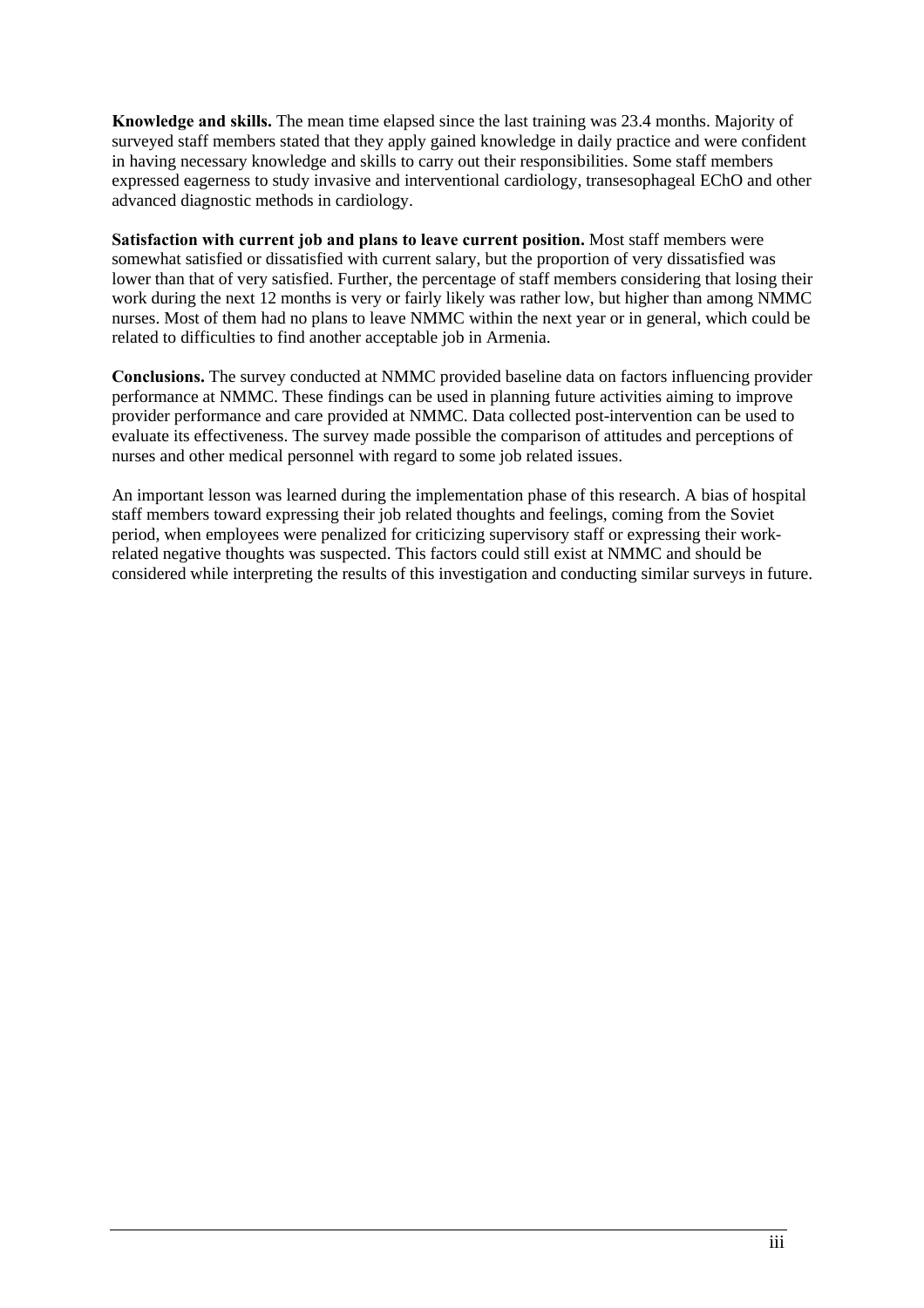**Knowledge and skills.** The mean time elapsed since the last training was 23.4 months. Majority of surveyed staff members stated that they apply gained knowledge in daily practice and were confident in having necessary knowledge and skills to carry out their responsibilities. Some staff members expressed eagerness to study invasive and interventional cardiology, transesophageal EChO and other advanced diagnostic methods in cardiology.

**Satisfaction with current job and plans to leave current position.** Most staff members were somewhat satisfied or dissatisfied with current salary, but the proportion of very dissatisfied was lower than that of very satisfied. Further, the percentage of staff members considering that losing their work during the next 12 months is very or fairly likely was rather low, but higher than among NMMC nurses. Most of them had no plans to leave NMMC within the next year or in general, which could be related to difficulties to find another acceptable job in Armenia.

**Conclusions.** The survey conducted at NMMC provided baseline data on factors influencing provider performance at NMMC. These findings can be used in planning future activities aiming to improve provider performance and care provided at NMMC. Data collected post-intervention can be used to evaluate its effectiveness. The survey made possible the comparison of attitudes and perceptions of nurses and other medical personnel with regard to some job related issues.

An important lesson was learned during the implementation phase of this research. A bias of hospital staff members toward expressing their job related thoughts and feelings, coming from the Soviet period, when employees were penalized for criticizing supervisory staff or expressing their work-related negative thoughts was suspected. This factors could still exist at NMMC and should be considered while interpreting the results of this investigation and conducting similar surveys in future.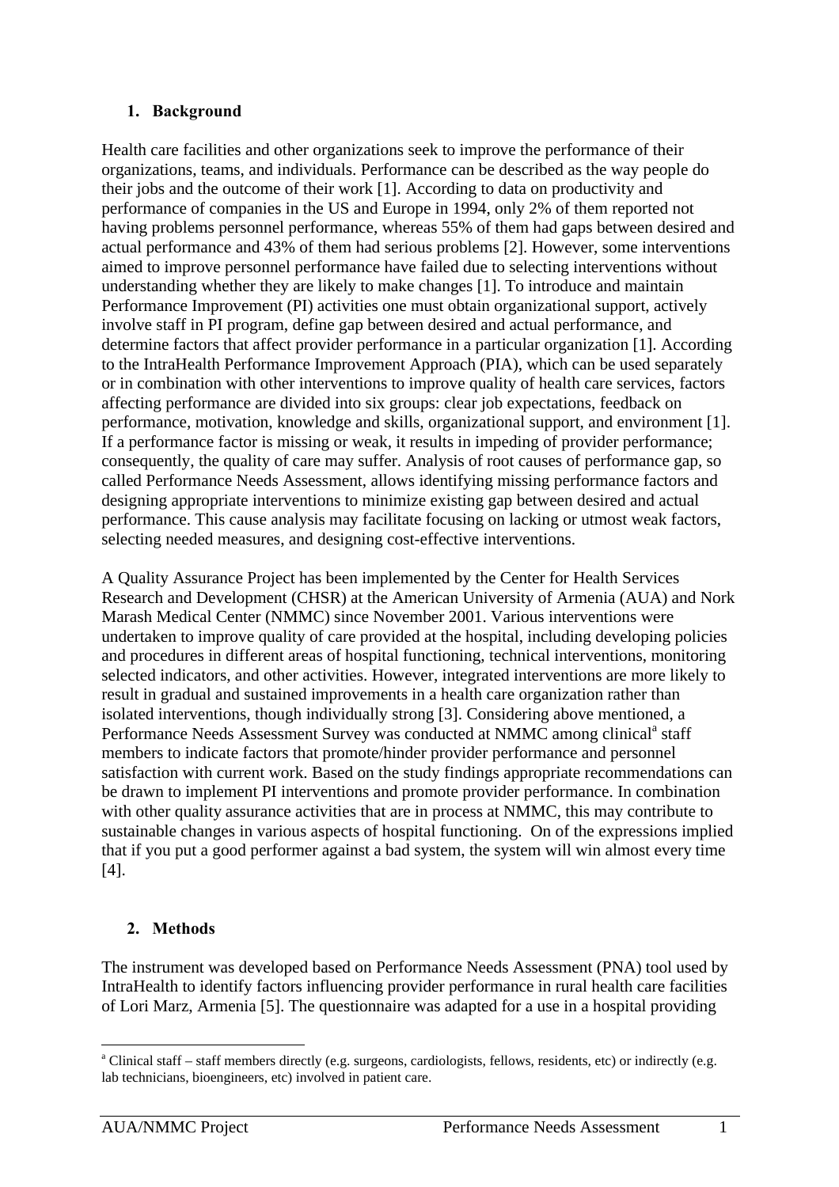## 1. Background

Health care facilities and other organizations seek to improve the performance of their organizations, teams, and individuals. Performance can be described as the way people do their jobs and the outcome of their work [1]. According to data on productivity and performance of companies in the US and Europe in 1994, only 2% of them reported not having problems personnel performance, whereas 55% of them had gaps between desired and actual performance and 43% of them had serious problems [2]. However, some interventions aimed to improve personnel performance have failed due to selecting interventions without understanding whether they are likely to make changes [1]. To introduce and maintain Performance Improvement (PI) activities one must obtain organizational support, actively involve staff in PI program, define gap between desired and actual performance, and determine factors that affect provider performance in a particular organization [1]. According to the IntraHealth Performance Improvement Approach (PIA), which can be used separately or in combination with other interventions to improve quality of health care services, factors affecting performance are divided into six groups: clear job expectations, feedback on performance, motivation, knowledge and skills, organizational support, and environment [1]. If a performance factor is missing or weak, it results in impeding of provider performance; consequently, the quality of care may suffer. Analysis of root causes of performance gap, so called Performance Needs Assessment, allows identifying missing performance factors and designing appropriate interventions to minimize existing gap between desired and actual performance. This cause analysis may facilitate focusing on lacking or utmost weak factors, selecting needed measures, and designing cost-effective interventions.

A Quality Assurance Project has been implemented by the Center for Health Services Research and Development (CHSR) at the American University of Armenia (AUA) and Nork Marash Medical Center (NMMC) since November 2001. Various interventions were undertaken to improve quality of care provided at the hospital, including developing policies and procedures in different areas of hospital functioning, technical interventions, monitoring selected indicators, and other activities. However, integrated interventions are more likely to result in gradual and sustained improvements in a health care organization rather than isolated interventions, though individually strong [3]. Considering above mentioned, a Performance Needs Assessment Survey was conducted at NMMC among clinical[a] staff members to indicate factors that promote/hinder provider performance and personnel satisfaction with current work. Based on the study findings appropriate recommendations can be drawn to implement PI interventions and promote provider performance. In combination with other quality assurance activities that are in process at NMMC, this may contribute to sustainable changes in various aspects of hospital functioning. On of the expressions implied that if you put a good performer against a bad system, the system will win almost every time [4].

## 2. Methods

The instrument was developed based on Performance Needs Assessment (PNA) tool used by IntraHealth to identify factors influencing provider performance in rural health care facilities of Lori Marz, Armenia [5]. The questionnaire was adapted for a use in a hospital providing

[a] Clinical staff – staff members directly (e.g. surgeons, cardiologists, fellows, residents, etc) or indirectly (e.g. lab technicians, bioengineers, etc) involved in patient care.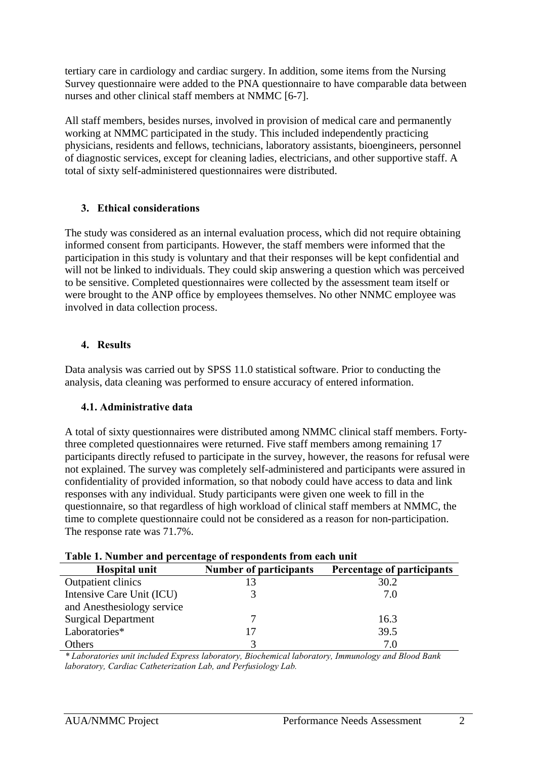tertiary care in cardiology and cardiac surgery. In addition, some items from the Nursing Survey questionnaire were added to the PNA questionnaire to have comparable data between nurses and other clinical staff members at NMMC [6-7].

All staff members, besides nurses, involved in provision of medical care and permanently working at NMMC participated in the study. This included independently practicing physicians, residents and fellows, technicians, laboratory assistants, bioengineers, personnel of diagnostic services, except for cleaning ladies, electricians, and other supportive staff. A total of sixty self-administered questionnaires were distributed.

## 3. Ethical considerations

The study was considered as an internal evaluation process, which did not require obtaining informed consent from participants. However, the staff members were informed that the participation in this study is voluntary and that their responses will be kept confidential and will not be linked to individuals. They could skip answering a question which was perceived to be sensitive. Completed questionnaires were collected by the assessment team itself or were brought to the ANP office by employees themselves. No other NNMC employee was involved in data collection process.

## 4. Results

Data analysis was carried out by SPSS 11.0 statistical software. Prior to conducting the analysis, data cleaning was performed to ensure accuracy of entered information.

### 4.1. Administrative data

A total of sixty questionnaires were distributed among NMMC clinical staff members. Forty-three completed questionnaires were returned. Five staff members among remaining 17 participants directly refused to participate in the survey, however, the reasons for refusal were not explained. The survey was completely self-administered and participants were assured in confidentiality of provided information, so that nobody could have access to data and link responses with any individual. Study participants were given one week to fill in the questionnaire, so that regardless of high workload of clinical staff members at NMMC, the time to complete questionnaire could not be considered as a reason for non-participation. The response rate was 71.7%.

**Table 1. Number and percentage of respondents from each unit**

| Hospital unit | Number of participants | Percentage of participants |
|---|---|---|
| Outpatient clinics | 13 | 30.2 |
| Intensive Care Unit (ICU) and Anesthesiology service | 3 | 7.0 |
| Surgical Department | 7 | 16.3 |
| Laboratories* | 17 | 39.5 |
| Others | 3 | 7.0 |

*\* Laboratories unit included Express laboratory, Biochemical laboratory, Immunology and Blood Bank laboratory, Cardiac Catheterization Lab, and Perfusiology Lab.*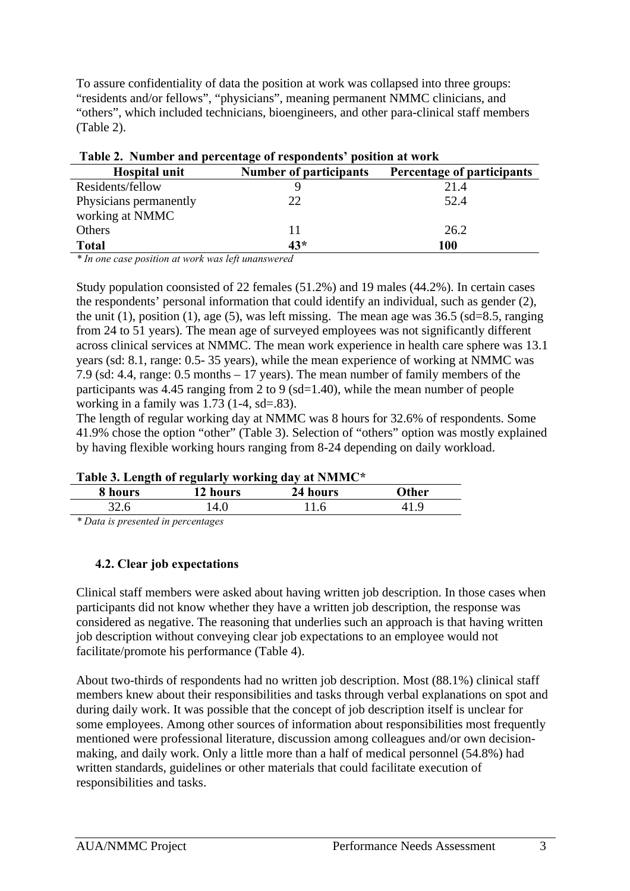To assure confidentiality of data the position at work was collapsed into three groups: "residents and/or fellows", "physicians", meaning permanent NMMC clinicians, and "others", which included technicians, bioengineers, and other para-clinical staff members (Table 2).

**Table 2. Number and percentage of respondents' position at work**

| Hospital unit | Number of participants | Percentage of participants |
|---|---|---|
| Residents/fellow | 9 | 21.4 |
| Physicians permanently working at NMMC | 22 | 52.4 |
| Others | 11 | 26.2 |
| **Total** | **43*** | **100** |

*\* In one case position at work was left unanswered*

Study population coonsisted of 22 females (51.2%) and 19 males (44.2%). In certain cases the respondents' personal information that could identify an individual, such as gender (2), the unit (1), position (1), age (5), was left missing. The mean age was 36.5 (sd=8.5, ranging from 24 to 51 years). The mean age of surveyed employees was not significantly different across clinical services at NMMC. The mean work experience in health care sphere was 13.1 years (sd: 8.1, range: 0.5- 35 years), while the mean experience of working at NMMC was 7.9 (sd: 4.4, range: 0.5 months – 17 years). The mean number of family members of the participants was 4.45 ranging from 2 to 9 (sd=1.40), while the mean number of people working in a family was 1.73 (1-4, sd=.83).

The length of regular working day at NMMC was 8 hours for 32.6% of respondents. Some 41.9% chose the option "other" (Table 3). Selection of "others" option was mostly explained by having flexible working hours ranging from 8-24 depending on daily workload.

**Table 3. Length of regularly working day at NMMC***

| 8 hours | 12 hours | 24 hours | Other |
|---|---|---|---|
| 32.6 | 14.0 | 11.6 | 41.9 |

*\* Data is presented in percentages*

### 4.2. Clear job expectations

Clinical staff members were asked about having written job description. In those cases when participants did not know whether they have a written job description, the response was considered as negative. The reasoning that underlies such an approach is that having written job description without conveying clear job expectations to an employee would not facilitate/promote his performance (Table 4).

About two-thirds of respondents had no written job description. Most (88.1%) clinical staff members knew about their responsibilities and tasks through verbal explanations on spot and during daily work. It was possible that the concept of job description itself is unclear for some employees. Among other sources of information about responsibilities most frequently mentioned were professional literature, discussion among colleagues and/or own decision-making, and daily work. Only a little more than a half of medical personnel (54.8%) had written standards, guidelines or other materials that could facilitate execution of responsibilities and tasks.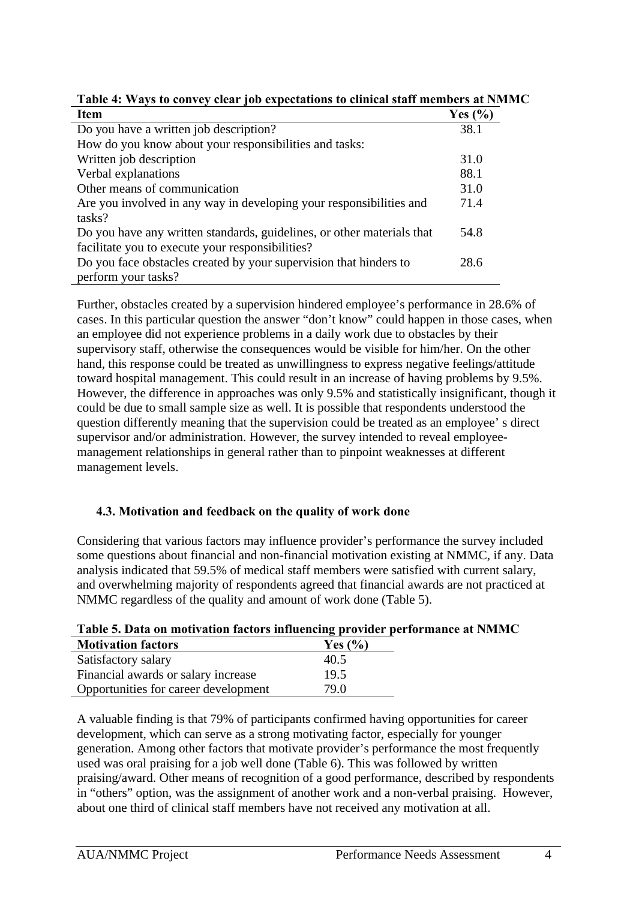**Table 4: Ways to convey clear job expectations to clinical staff members at NMMC**

| Item | Yes (%) |
|---|---|
| Do you have a written job description? | 38.1 |
| How do you know about your responsibilities and tasks: | |
| Written job description | 31.0 |
| Verbal explanations | 88.1 |
| Other means of communication | 31.0 |
| Are you involved in any way in developing your responsibilities and tasks? | 71.4 |
| Do you have any written standards, guidelines, or other materials that facilitate you to execute your responsibilities? | 54.8 |
| Do you face obstacles created by your supervision that hinders to perform your tasks? | 28.6 |

Further, obstacles created by a supervision hindered employee's performance in 28.6% of cases. In this particular question the answer "don't know" could happen in those cases, when an employee did not experience problems in a daily work due to obstacles by their supervisory staff, otherwise the consequences would be visible for him/her. On the other hand, this response could be treated as unwillingness to express negative feelings/attitude toward hospital management. This could result in an increase of having problems by 9.5%. However, the difference in approaches was only 9.5% and statistically insignificant, though it could be due to small sample size as well. It is possible that respondents understood the question differently meaning that the supervision could be treated as an employee' s direct supervisor and/or administration. However, the survey intended to reveal employee-management relationships in general rather than to pinpoint weaknesses at different management levels.

### 4.3. Motivation and feedback on the quality of work done

Considering that various factors may influence provider's performance the survey included some questions about financial and non-financial motivation existing at NMMC, if any. Data analysis indicated that 59.5% of medical staff members were satisfied with current salary, and overwhelming majority of respondents agreed that financial awards are not practiced at NMMC regardless of the quality and amount of work done (Table 5).

**Table 5. Data on motivation factors influencing provider performance at NMMC**

| Motivation factors | Yes (%) |
|---|---|
| Satisfactory salary | 40.5 |
| Financial awards or salary increase | 19.5 |
| Opportunities for career development | 79.0 |

A valuable finding is that 79% of participants confirmed having opportunities for career development, which can serve as a strong motivating factor, especially for younger generation. Among other factors that motivate provider's performance the most frequently used was oral praising for a job well done (Table 6). This was followed by written praising/award. Other means of recognition of a good performance, described by respondents in "others" option, was the assignment of another work and a non-verbal praising. However, about one third of clinical staff members have not received any motivation at all.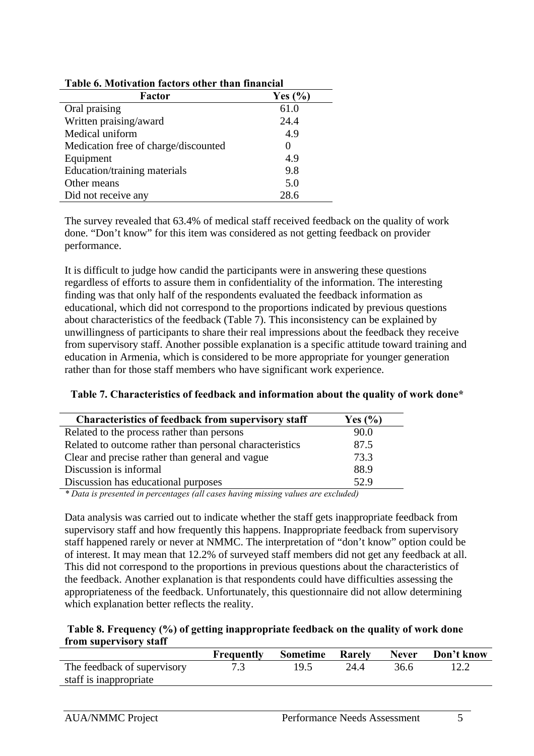**Table 6. Motivation factors other than financial**

| Factor | Yes (%) |
|---|---|
| Oral praising | 61.0 |
| Written praising/award | 24.4 |
| Medical uniform | 4.9 |
| Medication free of charge/discounted | 0 |
| Equipment | 4.9 |
| Education/training materials | 9.8 |
| Other means | 5.0 |
| Did not receive any | 28.6 |

The survey revealed that 63.4% of medical staff received feedback on the quality of work done. "Don't know" for this item was considered as not getting feedback on provider performance.

It is difficult to judge how candid the participants were in answering these questions regardless of efforts to assure them in confidentiality of the information. The interesting finding was that only half of the respondents evaluated the feedback information as educational, which did not correspond to the proportions indicated by previous questions about characteristics of the feedback (Table 7). This inconsistency can be explained by unwillingness of participants to share their real impressions about the feedback they receive from supervisory staff. Another possible explanation is a specific attitude toward training and education in Armenia, which is considered to be more appropriate for younger generation rather than for those staff members who have significant work experience.

**Table 7. Characteristics of feedback and information about the quality of work done***

| Characteristics of feedback from supervisory staff | Yes (%) |
|---|---|
| Related to the process rather than persons | 90.0 |
| Related to outcome rather than personal characteristics | 87.5 |
| Clear and precise rather than general and vague | 73.3 |
| Discussion is informal | 88.9 |
| Discussion has educational purposes | 52.9 |

*\* Data is presented in percentages (all cases having missing values are excluded)*

Data analysis was carried out to indicate whether the staff gets inappropriate feedback from supervisory staff and how frequently this happens. Inappropriate feedback from supervisory staff happened rarely or never at NMMC. The interpretation of "don't know" option could be of interest. It may mean that 12.2% of surveyed staff members did not get any feedback at all. This did not correspond to the proportions in previous questions about the characteristics of the feedback. Another explanation is that respondents could have difficulties assessing the appropriateness of the feedback. Unfortunately, this questionnaire did not allow determining which explanation better reflects the reality.

**Table 8. Frequency (%) of getting inappropriate feedback on the quality of work done from supervisory staff**

| | Frequently | Sometime | Rarely | Never | Don't know |
|---|---|---|---|---|---|
| The feedback of supervisory staff is inappropriate | 7.3 | 19.5 | 24.4 | 36.6 | 12.2 |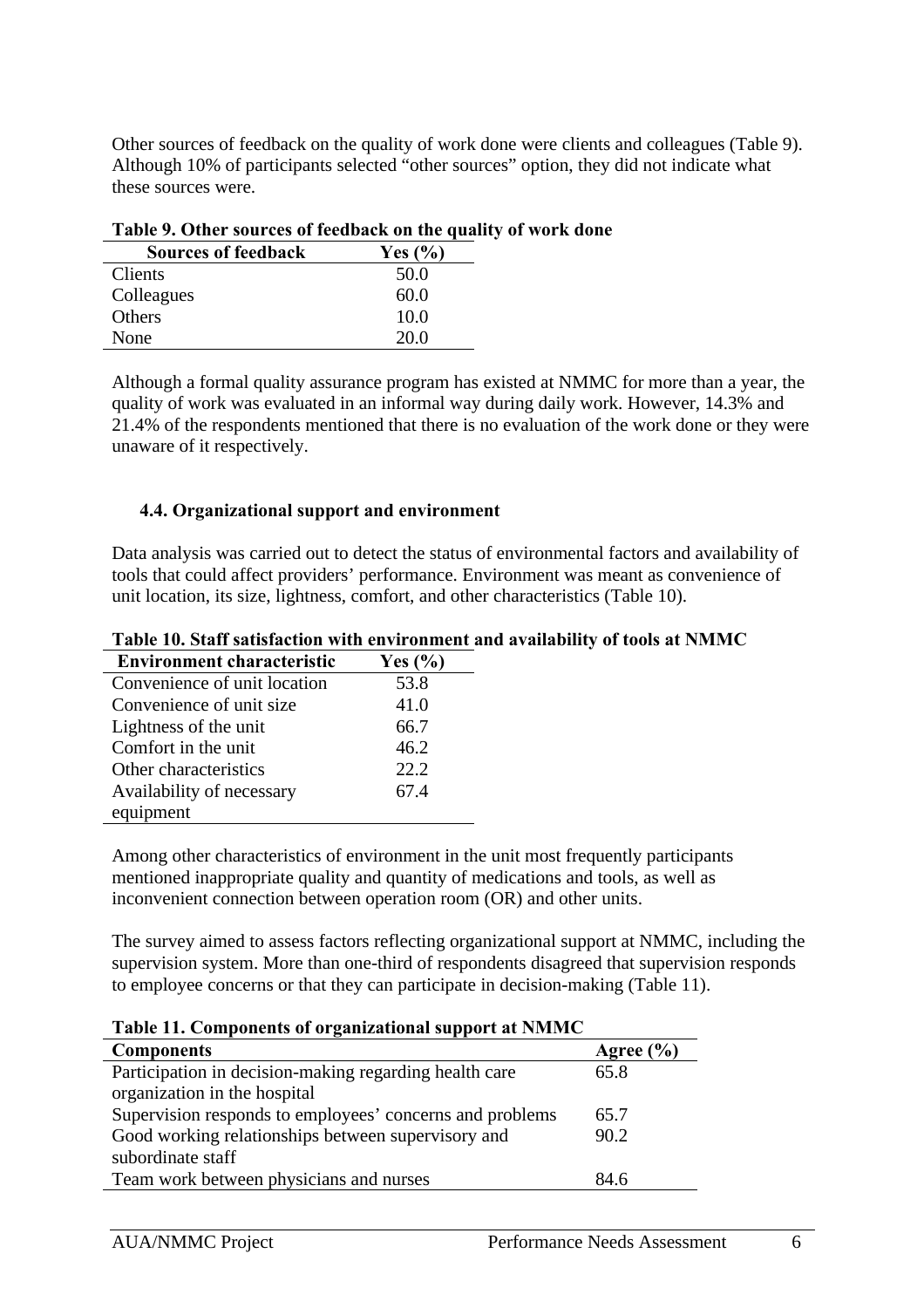Other sources of feedback on the quality of work done were clients and colleagues (Table 9). Although 10% of participants selected "other sources" option, they did not indicate what these sources were.

**Table 9. Other sources of feedback on the quality of work done**

| Sources of feedback | Yes (%) |
|---|---|
| Clients | 50.0 |
| Colleagues | 60.0 |
| Others | 10.0 |
| None | 20.0 |

Although a formal quality assurance program has existed at NMMC for more than a year, the quality of work was evaluated in an informal way during daily work. However, 14.3% and 21.4% of the respondents mentioned that there is no evaluation of the work done or they were unaware of it respectively.

### 4.4. Organizational support and environment

Data analysis was carried out to detect the status of environmental factors and availability of tools that could affect providers' performance. Environment was meant as convenience of unit location, its size, lightness, comfort, and other characteristics (Table 10).

**Table 10. Staff satisfaction with environment and availability of tools at NMMC**

| Environment characteristic | Yes (%) |
|---|---|
| Convenience of unit location | 53.8 |
| Convenience of unit size | 41.0 |
| Lightness of the unit | 66.7 |
| Comfort in the unit | 46.2 |
| Other characteristics | 22.2 |
| Availability of necessary equipment | 67.4 |

Among other characteristics of environment in the unit most frequently participants mentioned inappropriate quality and quantity of medications and tools, as well as inconvenient connection between operation room (OR) and other units.

The survey aimed to assess factors reflecting organizational support at NMMC, including the supervision system. More than one-third of respondents disagreed that supervision responds to employee concerns or that they can participate in decision-making (Table 11).

**Table 11. Components of organizational support at NMMC**

| Components | Agree (%) |
|---|---|
| Participation in decision-making regarding health care organization in the hospital | 65.8 |
| Supervision responds to employees' concerns and problems | 65.7 |
| Good working relationships between supervisory and subordinate staff | 90.2 |
| Team work between physicians and nurses | 84.6 |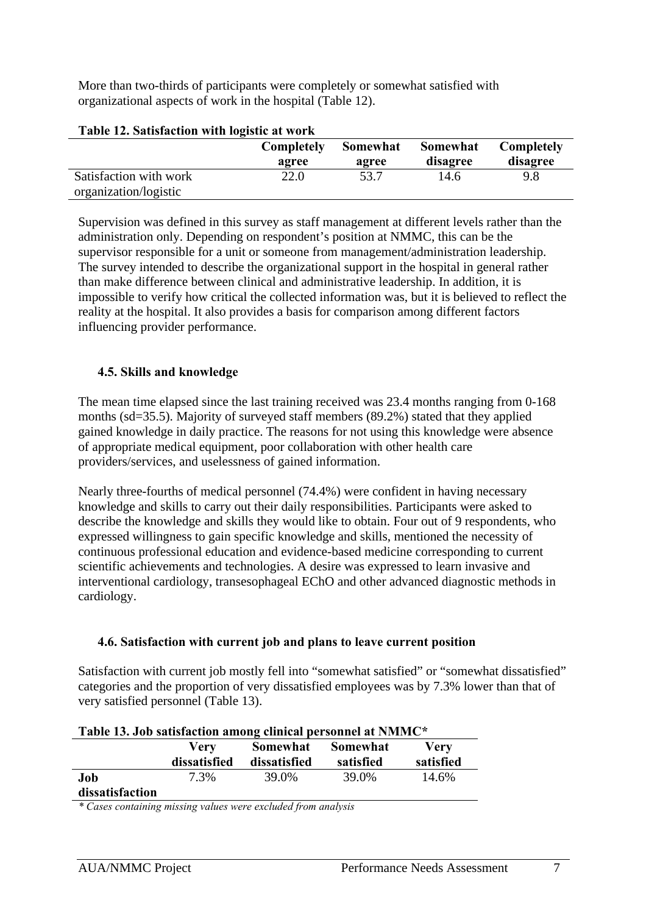More than two-thirds of participants were completely or somewhat satisfied with organizational aspects of work in the hospital (Table 12).

**Table 12. Satisfaction with logistic at work**

| | Completely agree | Somewhat agree | Somewhat disagree | Completely disagree |
|---|---|---|---|---|
| Satisfaction with work organization/logistic | 22.0 | 53.7 | 14.6 | 9.8 |

Supervision was defined in this survey as staff management at different levels rather than the administration only. Depending on respondent's position at NMMC, this can be the supervisor responsible for a unit or someone from management/administration leadership. The survey intended to describe the organizational support in the hospital in general rather than make difference between clinical and administrative leadership. In addition, it is impossible to verify how critical the collected information was, but it is believed to reflect the reality at the hospital. It also provides a basis for comparison among different factors influencing provider performance.

### 4.5. Skills and knowledge

The mean time elapsed since the last training received was 23.4 months ranging from 0-168 months (sd=35.5). Majority of surveyed staff members (89.2%) stated that they applied gained knowledge in daily practice. The reasons for not using this knowledge were absence of appropriate medical equipment, poor collaboration with other health care providers/services, and uselessness of gained information.

Nearly three-fourths of medical personnel (74.4%) were confident in having necessary knowledge and skills to carry out their daily responsibilities. Participants were asked to describe the knowledge and skills they would like to obtain. Four out of 9 respondents, who expressed willingness to gain specific knowledge and skills, mentioned the necessity of continuous professional education and evidence-based medicine corresponding to current scientific achievements and technologies. A desire was expressed to learn invasive and interventional cardiology, transesophageal EChO and other advanced diagnostic methods in cardiology.

### 4.6. Satisfaction with current job and plans to leave current position

Satisfaction with current job mostly fell into "somewhat satisfied" or "somewhat dissatisfied" categories and the proportion of very dissatisfied employees was by 7.3% lower than that of very satisfied personnel (Table 13).

**Table 13. Job satisfaction among clinical personnel at NMMC***

| | Very dissatisfied | Somewhat dissatisfied | Somewhat satisfied | Very satisfied |
|---|---|---|---|---|
| **Job dissatisfaction** | 7.3% | 39.0% | 39.0% | 14.6% |

*\* Cases containing missing values were excluded from analysis*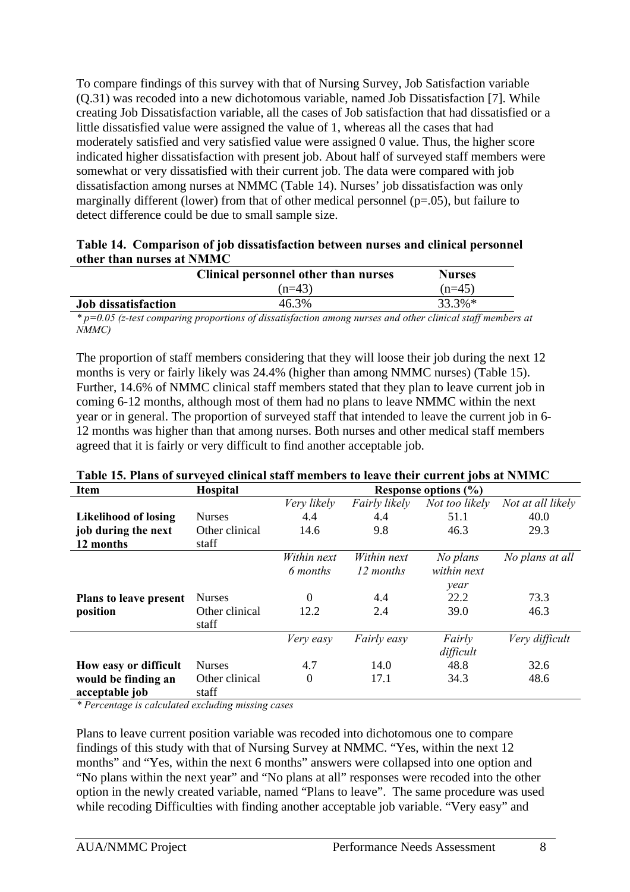To compare findings of this survey with that of Nursing Survey, Job Satisfaction variable (Q.31) was recoded into a new dichotomous variable, named Job Dissatisfaction [7]. While creating Job Dissatisfaction variable, all the cases of Job satisfaction that had dissatisfied or a little dissatisfied value were assigned the value of 1, whereas all the cases that had moderately satisfied and very satisfied value were assigned 0 value. Thus, the higher score indicated higher dissatisfaction with present job. About half of surveyed staff members were somewhat or very dissatisfied with their current job. The data were compared with job dissatisfaction among nurses at NMMC (Table 14). Nurses' job dissatisfaction was only marginally different (lower) from that of other medical personnel (p=.05), but failure to detect difference could be due to small sample size.

**Table 14. Comparison of job dissatisfaction between nurses and clinical personnel other than nurses at NMMC**

| | Clinical personnel other than nurses (n=43) | Nurses (n=45) |
|---|---|---|
| **Job dissatisfaction** | 46.3% | 33.3%* |

*\* p=0.05 (z-test comparing proportions of dissatisfaction among nurses and other clinical staff members at NMMC)*

The proportion of staff members considering that they will loose their job during the next 12 months is very or fairly likely was 24.4% (higher than among NMMC nurses) (Table 15). Further, 14.6% of NMMC clinical staff members stated that they plan to leave current job in coming 6-12 months, although most of them had no plans to leave NMMC within the next year or in general. The proportion of surveyed staff that intended to leave the current job in 6-12 months was higher than that among nurses. Both nurses and other medical staff members agreed that it is fairly or very difficult to find another acceptable job.

**Table 15. Plans of surveyed clinical staff members to leave their current jobs at NMMC**

| Item | Hospital | Response options (%) | | | |
|---|---|---|---|---|---|
| | | *Very likely* | *Fairly likely* | *Not too likely* | *Not at all likely* |
| **Likelihood of losing job during the next 12 months** | Nurses | 4.4 | 4.4 | 51.1 | 40.0 |
| | Other clinical staff | 14.6 | 9.8 | 46.3 | 29.3 |
| | | *Within next 6 months* | *Within next 12 months* | *No plans within next year* | *No plans at all* |
| **Plans to leave present position** | Nurses | 0 | 4.4 | 22.2 | 73.3 |
| | Other clinical staff | 12.2 | 2.4 | 39.0 | 46.3 |
| | | *Very easy* | *Fairly easy* | *Fairly difficult* | *Very difficult* |
| **How easy or difficult would be finding an acceptable job** | Nurses | 4.7 | 14.0 | 48.8 | 32.6 |
| | Other clinical staff | 0 | 17.1 | 34.3 | 48.6 |

*\* Percentage is calculated excluding missing cases*

Plans to leave current position variable was recoded into dichotomous one to compare findings of this study with that of Nursing Survey at NMMC. "Yes, within the next 12 months" and "Yes, within the next 6 months" answers were collapsed into one option and "No plans within the next year" and "No plans at all" responses were recoded into the other option in the newly created variable, named "Plans to leave". The same procedure was used while recoding Difficulties with finding another acceptable job variable. "Very easy" and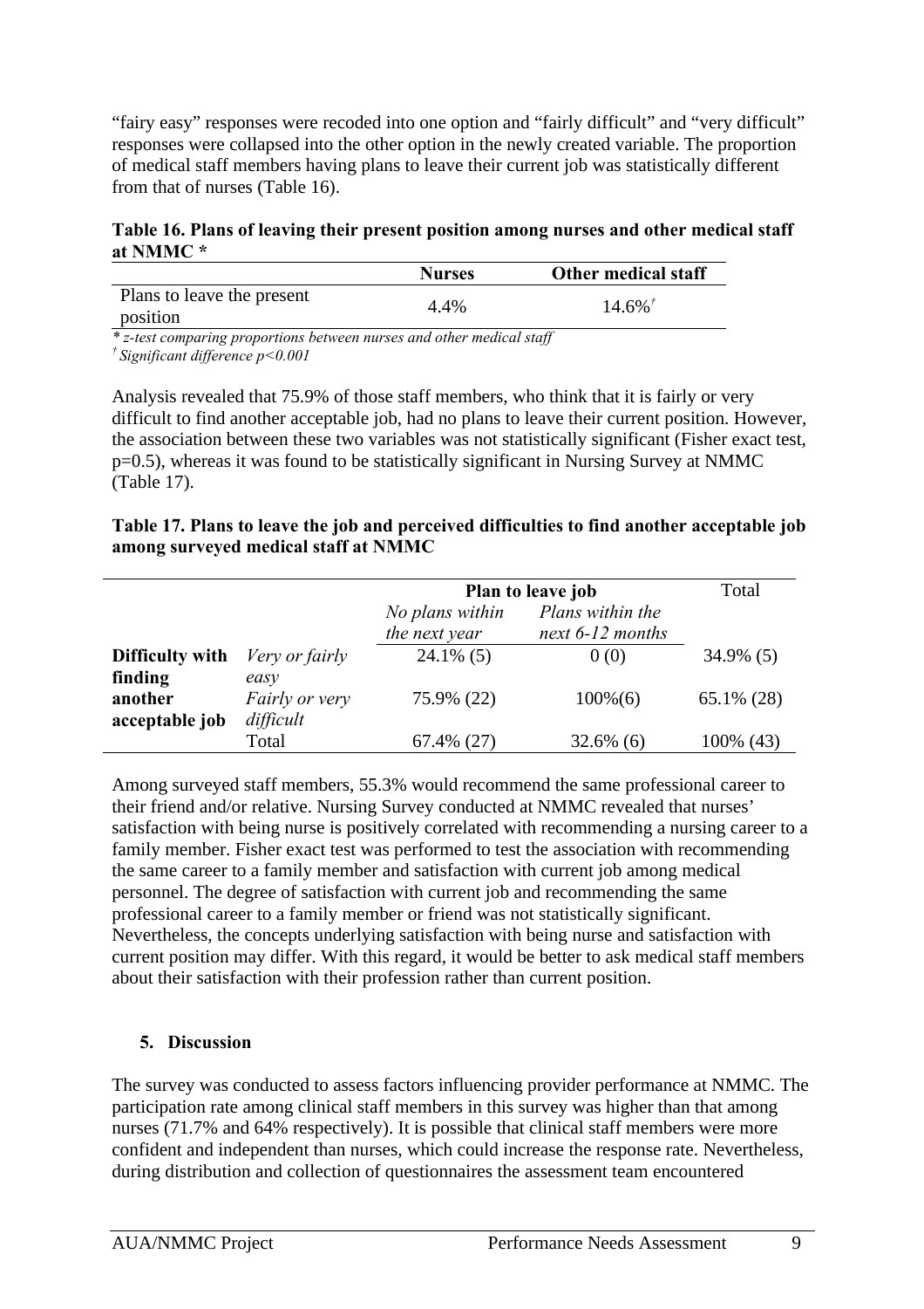"fairy easy" responses were recoded into one option and "fairly difficult" and "very difficult" responses were collapsed into the other option in the newly created variable. The proportion of medical staff members having plans to leave their current job was statistically different from that of nurses (Table 16).

**Table 16. Plans of leaving their present position among nurses and other medical staff at NMMC \***

| | Nurses | Other medical staff |
|---|---|---|
| Plans to leave the present position | 4.4% | 14.6%[†] |

*\* z-test comparing proportions between nurses and other medical staff*
*[†] Significant difference $p<0.001$*

Analysis revealed that 75.9% of those staff members, who think that it is fairly or very difficult to find another acceptable job, had no plans to leave their current position. However, the association between these two variables was not statistically significant (Fisher exact test, p=0.5), whereas it was found to be statistically significant in Nursing Survey at NMMC (Table 17).

**Table 17. Plans to leave the job and perceived difficulties to find another acceptable job among surveyed medical staff at NMMC**

| | | Plan to leave job | | Total |
|---|---|---|---|---|
| | | *No plans within the next year* | *Plans within the next 6-12 months* | |
| **Difficulty with finding another acceptable job** | *Very or fairly easy* | 24.1% (5) | 0 (0) | 34.9% (5) |
| | *Fairly or very difficult* | 75.9% (22) | 100%(6) | 65.1% (28) |
| | Total | 67.4% (27) | 32.6% (6) | 100% (43) |

Among surveyed staff members, 55.3% would recommend the same professional career to their friend and/or relative. Nursing Survey conducted at NMMC revealed that nurses' satisfaction with being nurse is positively correlated with recommending a nursing career to a family member. Fisher exact test was performed to test the association with recommending the same career to a family member and satisfaction with current job among medical personnel. The degree of satisfaction with current job and recommending the same professional career to a family member or friend was not statistically significant. Nevertheless, the concepts underlying satisfaction with being nurse and satisfaction with current position may differ. With this regard, it would be better to ask medical staff members about their satisfaction with their profession rather than current position.

## 5. Discussion

The survey was conducted to assess factors influencing provider performance at NMMC. The participation rate among clinical staff members in this survey was higher than that among nurses (71.7% and 64% respectively). It is possible that clinical staff members were more confident and independent than nurses, which could increase the response rate. Nevertheless, during distribution and collection of questionnaires the assessment team encountered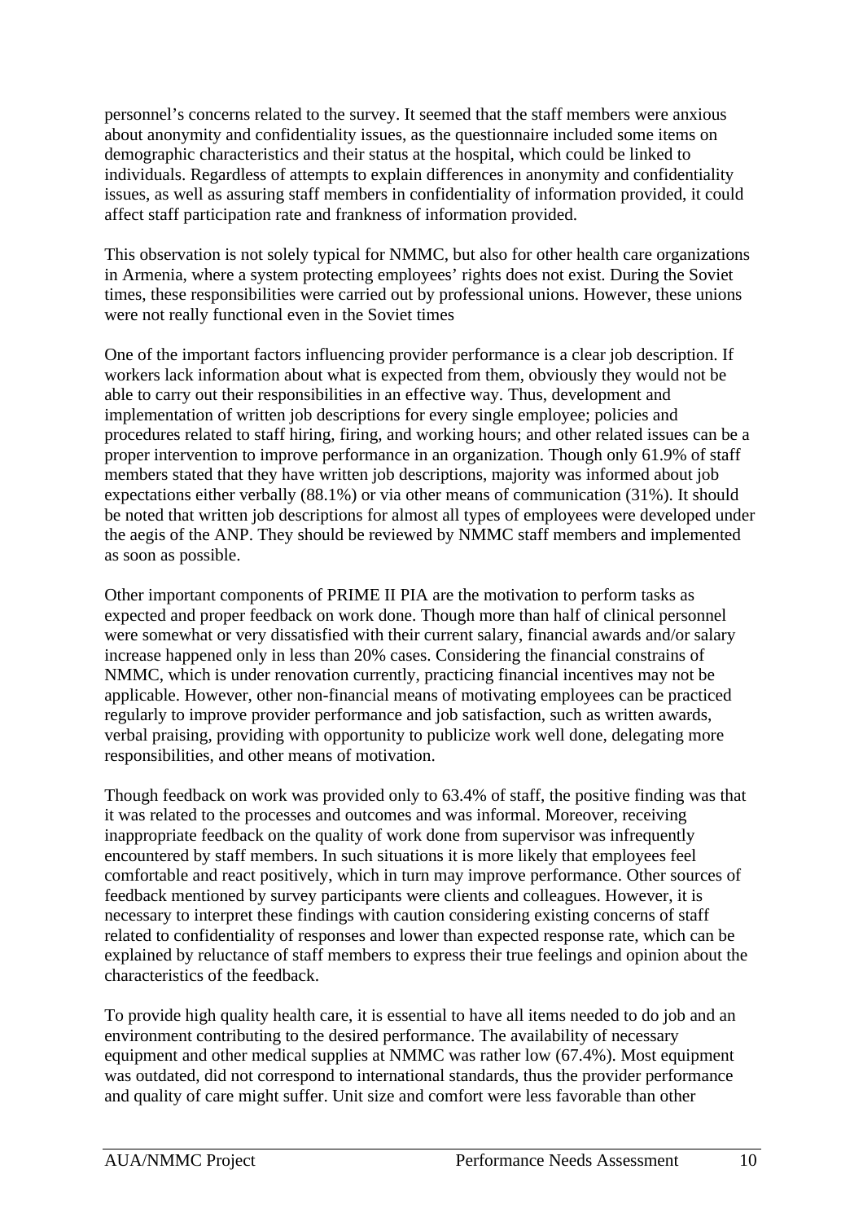personnel's concerns related to the survey. It seemed that the staff members were anxious about anonymity and confidentiality issues, as the questionnaire included some items on demographic characteristics and their status at the hospital, which could be linked to individuals. Regardless of attempts to explain differences in anonymity and confidentiality issues, as well as assuring staff members in confidentiality of information provided, it could affect staff participation rate and frankness of information provided.

This observation is not solely typical for NMMC, but also for other health care organizations in Armenia, where a system protecting employees' rights does not exist. During the Soviet times, these responsibilities were carried out by professional unions. However, these unions were not really functional even in the Soviet times

One of the important factors influencing provider performance is a clear job description. If workers lack information about what is expected from them, obviously they would not be able to carry out their responsibilities in an effective way. Thus, development and implementation of written job descriptions for every single employee; policies and procedures related to staff hiring, firing, and working hours; and other related issues can be a proper intervention to improve performance in an organization. Though only 61.9% of staff members stated that they have written job descriptions, majority was informed about job expectations either verbally (88.1%) or via other means of communication (31%). It should be noted that written job descriptions for almost all types of employees were developed under the aegis of the ANP. They should be reviewed by NMMC staff members and implemented as soon as possible.

Other important components of PRIME II PIA are the motivation to perform tasks as expected and proper feedback on work done. Though more than half of clinical personnel were somewhat or very dissatisfied with their current salary, financial awards and/or salary increase happened only in less than 20% cases. Considering the financial constrains of NMMC, which is under renovation currently, practicing financial incentives may not be applicable. However, other non-financial means of motivating employees can be practiced regularly to improve provider performance and job satisfaction, such as written awards, verbal praising, providing with opportunity to publicize work well done, delegating more responsibilities, and other means of motivation.

Though feedback on work was provided only to 63.4% of staff, the positive finding was that it was related to the processes and outcomes and was informal. Moreover, receiving inappropriate feedback on the quality of work done from supervisor was infrequently encountered by staff members. In such situations it is more likely that employees feel comfortable and react positively, which in turn may improve performance. Other sources of feedback mentioned by survey participants were clients and colleagues. However, it is necessary to interpret these findings with caution considering existing concerns of staff related to confidentiality of responses and lower than expected response rate, which can be explained by reluctance of staff members to express their true feelings and opinion about the characteristics of the feedback.

To provide high quality health care, it is essential to have all items needed to do job and an environment contributing to the desired performance. The availability of necessary equipment and other medical supplies at NMMC was rather low (67.4%). Most equipment was outdated, did not correspond to international standards, thus the provider performance and quality of care might suffer. Unit size and comfort were less favorable than other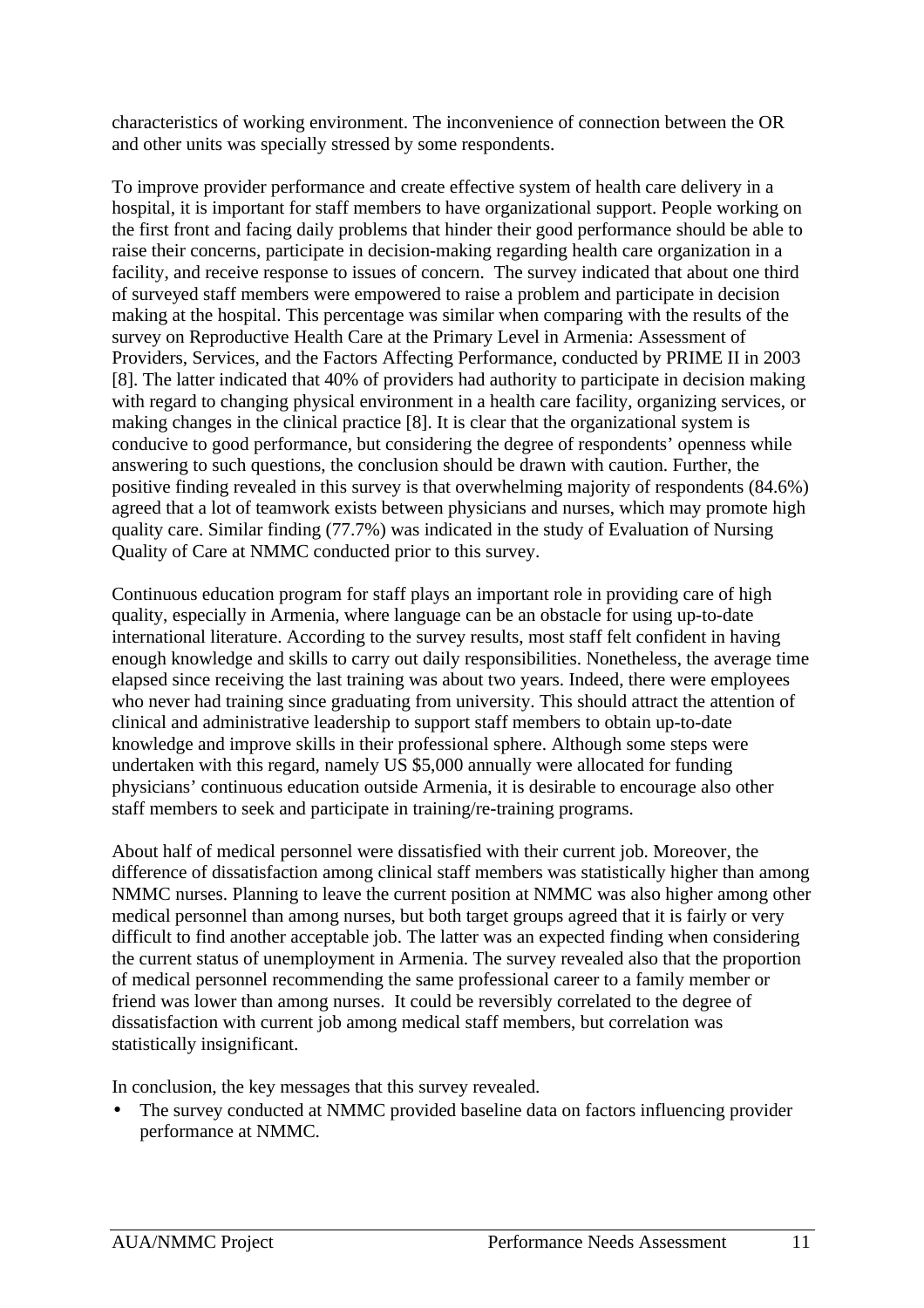characteristics of working environment. The inconvenience of connection between the OR and other units was specially stressed by some respondents.

To improve provider performance and create effective system of health care delivery in a hospital, it is important for staff members to have organizational support. People working on the first front and facing daily problems that hinder their good performance should be able to raise their concerns, participate in decision-making regarding health care organization in a facility, and receive response to issues of concern. The survey indicated that about one third of surveyed staff members were empowered to raise a problem and participate in decision making at the hospital. This percentage was similar when comparing with the results of the survey on Reproductive Health Care at the Primary Level in Armenia: Assessment of Providers, Services, and the Factors Affecting Performance, conducted by PRIME II in 2003 [8]. The latter indicated that 40% of providers had authority to participate in decision making with regard to changing physical environment in a health care facility, organizing services, or making changes in the clinical practice [8]. It is clear that the organizational system is conducive to good performance, but considering the degree of respondents' openness while answering to such questions, the conclusion should be drawn with caution. Further, the positive finding revealed in this survey is that overwhelming majority of respondents (84.6%) agreed that a lot of teamwork exists between physicians and nurses, which may promote high quality care. Similar finding (77.7%) was indicated in the study of Evaluation of Nursing Quality of Care at NMMC conducted prior to this survey.

Continuous education program for staff plays an important role in providing care of high quality, especially in Armenia, where language can be an obstacle for using up-to-date international literature. According to the survey results, most staff felt confident in having enough knowledge and skills to carry out daily responsibilities. Nonetheless, the average time elapsed since receiving the last training was about two years. Indeed, there were employees who never had training since graduating from university. This should attract the attention of clinical and administrative leadership to support staff members to obtain up-to-date knowledge and improve skills in their professional sphere. Although some steps were undertaken with this regard, namely US $5,000 annually were allocated for funding physicians' continuous education outside Armenia, it is desirable to encourage also other staff members to seek and participate in training/re-training programs.

About half of medical personnel were dissatisfied with their current job. Moreover, the difference of dissatisfaction among clinical staff members was statistically higher than among NMMC nurses. Planning to leave the current position at NMMC was also higher among other medical personnel than among nurses, but both target groups agreed that it is fairly or very difficult to find another acceptable job. The latter was an expected finding when considering the current status of unemployment in Armenia. The survey revealed also that the proportion of medical personnel recommending the same professional career to a family member or friend was lower than among nurses. It could be reversibly correlated to the degree of dissatisfaction with current job among medical staff members, but correlation was statistically insignificant.

In conclusion, the key messages that this survey revealed.

- The survey conducted at NMMC provided baseline data on factors influencing provider performance at NMMC.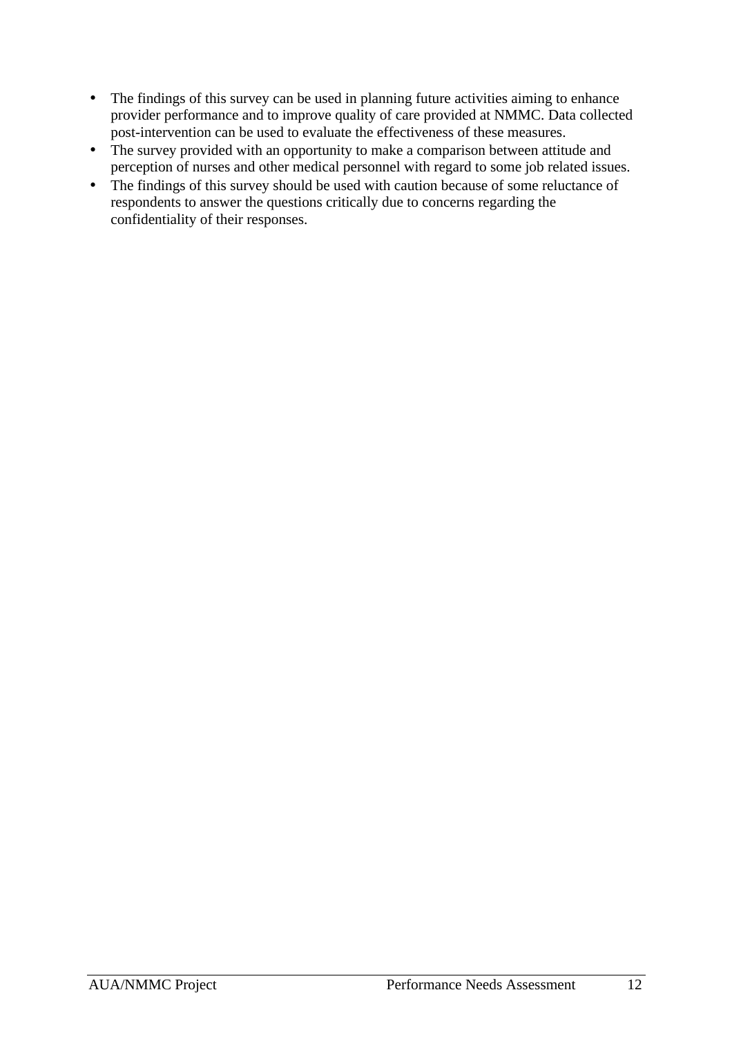- The findings of this survey can be used in planning future activities aiming to enhance provider performance and to improve quality of care provided at NMMC. Data collected post-intervention can be used to evaluate the effectiveness of these measures.
- The survey provided with an opportunity to make a comparison between attitude and perception of nurses and other medical personnel with regard to some job related issues.
- The findings of this survey should be used with caution because of some reluctance of respondents to answer the questions critically due to concerns regarding the confidentiality of their responses.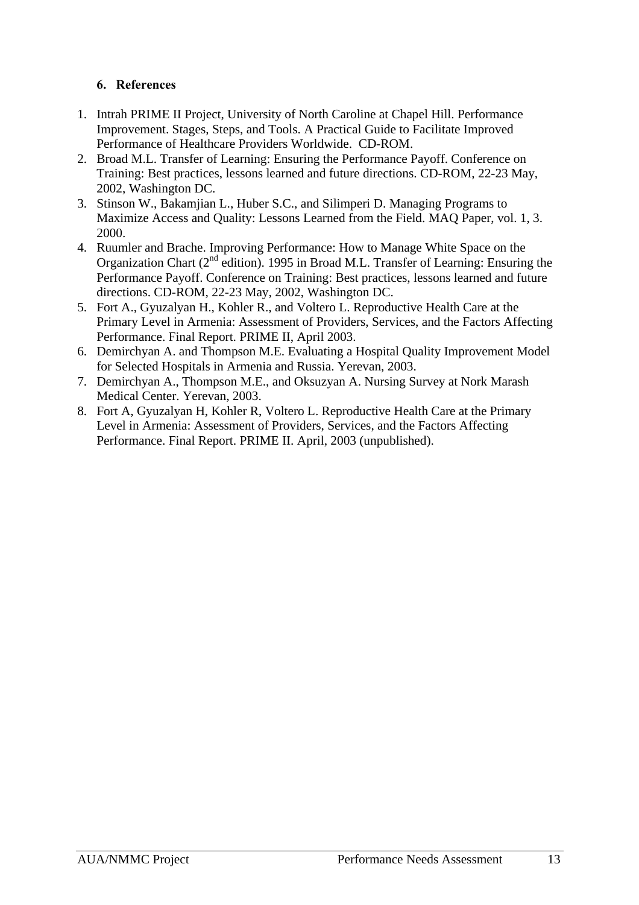## 6. References

1. Intrah PRIME II Project, University of North Caroline at Chapel Hill. Performance Improvement. Stages, Steps, and Tools. A Practical Guide to Facilitate Improved Performance of Healthcare Providers Worldwide. CD-ROM.
2. Broad M.L. Transfer of Learning: Ensuring the Performance Payoff. Conference on Training: Best practices, lessons learned and future directions. CD-ROM, 22-23 May, 2002, Washington DC.
3. Stinson W., Bakamjian L., Huber S.C., and Silimperi D. Managing Programs to Maximize Access and Quality: Lessons Learned from the Field. MAQ Paper, vol. 1, 3. 2000.
4. Ruumler and Brache. Improving Performance: How to Manage White Space on the Organization Chart (2nd edition). 1995 in Broad M.L. Transfer of Learning: Ensuring the Performance Payoff. Conference on Training: Best practices, lessons learned and future directions. CD-ROM, 22-23 May, 2002, Washington DC.
5. Fort A., Gyuzalyan H., Kohler R., and Voltero L. Reproductive Health Care at the Primary Level in Armenia: Assessment of Providers, Services, and the Factors Affecting Performance. Final Report. PRIME II, April 2003.
6. Demirchyan A. and Thompson M.E. Evaluating a Hospital Quality Improvement Model for Selected Hospitals in Armenia and Russia. Yerevan, 2003.
7. Demirchyan A., Thompson M.E., and Oksuzyan A. Nursing Survey at Nork Marash Medical Center. Yerevan, 2003.
8. Fort A, Gyuzalyan H, Kohler R, Voltero L. Reproductive Health Care at the Primary Level in Armenia: Assessment of Providers, Services, and the Factors Affecting Performance. Final Report. PRIME II. April, 2003 (unpublished).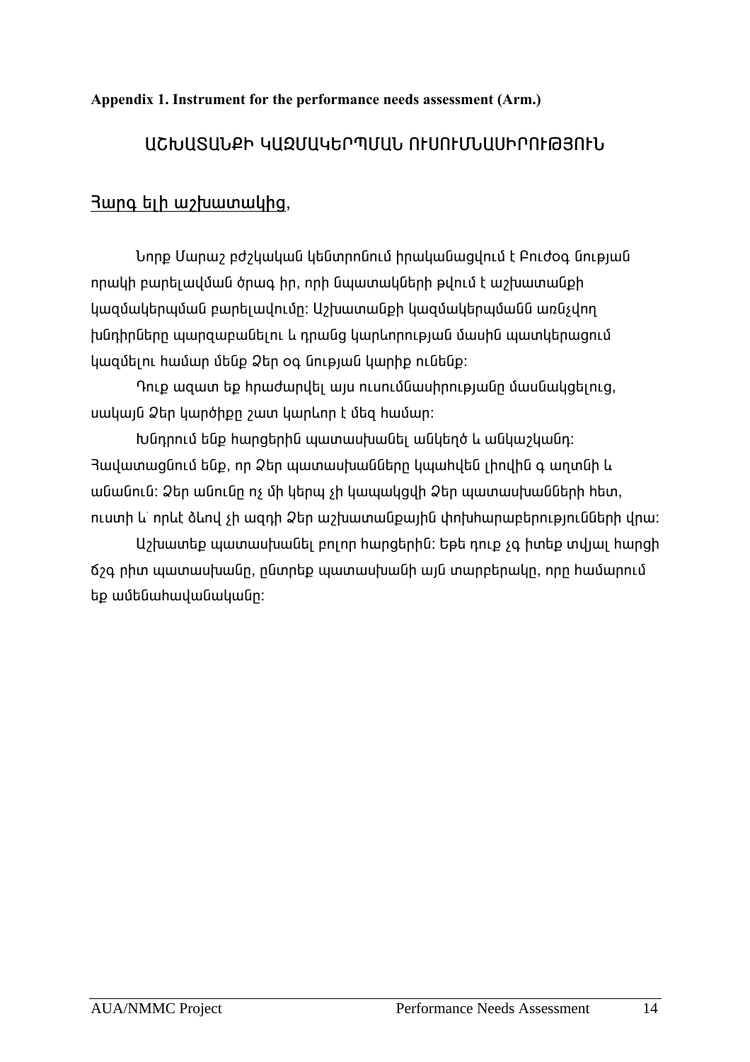**Appendix 1. Instrument for the performance needs assessment (Arm.)**

## ԱՇԽԱՏԱՆՔԻ ԿԱԶՄԱԿԵՐՊՄԱՆ ՈՒՍՈՒՄՆԱՍԻՐՈՒԹՅՈՒՆ

Հարգ ելի աշխատակից,

Նորք Մարաշ բժշկական կենտրոնում իրականացվում է Բուժօգ նության որակի բարելավման ծրագ իր, որի նպատակների թվում է աշխատանքի կազմակերպման բարելավումը: Աշխատանքի կազմակերպմանն առնչվող խնդիրները պարզաբանելու և դրանց կարևորության մասին պատկերացում կազմելու համար մենք Ձեր օգ նության կարիք ունենք:

Դուք ազատ եք հրաժարվել այս ուսումնասիրությանը մասնակցելուց, սակայն Ձեր կարծիքը շատ կարևոր է մեզ համար:

Խնդրում ենք հարցերին պատասխանել անկեղծ և անկաշկանդ: Հավատացնում ենք, որ Ձեր պատասխանները կպահվեն լիովին գ աղտնի և անանուն: Ձեր անունը ոչ մի կերպ չի կապակցվի Ձեր պատասխանների հետ, ուստի և` որևէ ձևով չի ազդի Ձեր աշխատանքային փոխհարաբերությունների վրա:

Աշխատեք պատասխանել բոլոր հարցերին: Եթե դուք չգ իտեք տվյալ հարցի ճշգ րիտ պատասխանը, ընտրեք պատասխանի այն տարբերակը, որը համարում եք ամենահավանականը: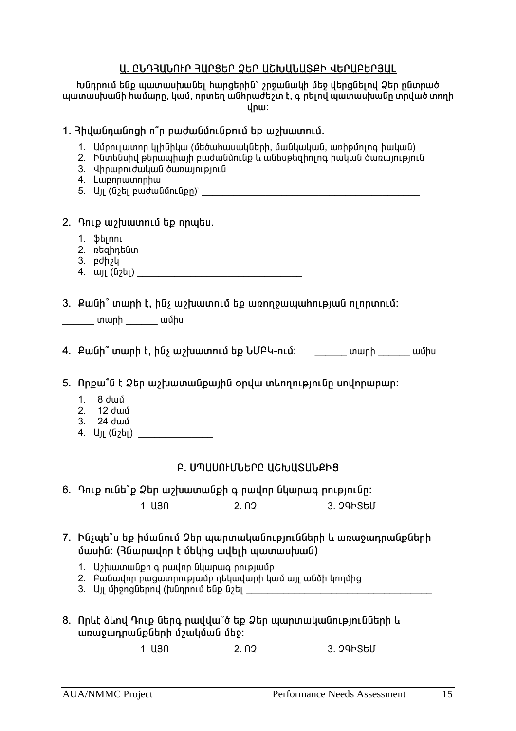## Ա. ԸՆԴՀԱՆՈՒՐ ՀԱՐՑԵՐ ՁԵՐ ԱՇԽԱՆԱՏՔԻ ՎԵՐԱԲԵՐՅԱԼ

Խնդրում ենք պատասխանել հարցերին՝ շրջանակի մեջ վերցնելով Ձեր ընտրած պատասխանի համարը, կամ, որտեղ անհրաժեշտ է, գ րելով պատասխանը տրված տողի վրա:

1. Հիվանդանոցի ո՞ր բաժանմունքում եք աշխատում.
   1. Ամբուլատոր կլինիկա (մեծահասակների, մանկական, առիթմոլոգ իական)
   2. Ինտենսիվ թերապիայի բաժանմունք և անեսթեզիոլոգ իական ծառայություն
   3. Վիրաբուժական ծառայություն
   4. Լաբորատորիա
   5. Այլ (նշել բաժանմունքը)՝ ___________________________________________

2. Դուք աշխատում եք որպես.
   1. ֆելդշեր
   2. ռեզիդենտ
   3. բժիշկ
   4. այլ (նշել) ________________________________

3. Քանի՞ տարի է, ինչ աշխատում եք առողջապահության ոլորտում:

______ տարի ______ ամիս

4. Քանի՞ տարի է, ինչ աշխատում եք ՆՄԲԿ-ում: ______ տարի ______ ամիս

5. Որքա՞ն է Ձեր աշխատանքային օրվա տևողությունը սովորաբար:
   1. 8 ժամ
   2. 12 ժամ
   3. 24 ժամ
   4. Այլ (նշել) ______________

## Բ. ՍՊԱՍՈՒՄՆԵՐԸ ԱՇԽԱՏԱՆՔԻՑ

6. Դուք ունե՞ք Ձեր աշխատանքի գ րավոր նկարագ րությունը:

   1. ԱՅՈ 2. ՈՉ 3. ՉԳԻՏԵՄ

7. Ինչպե՞ս եք իմանում Ձեր պարտականությունների և առաջադրանքների մասին: (Հնարավոր է մեկից ավելի պատասխան)
   1. Աշխատանքի գ րավոր նկարագ րությամբ
   2. Բանավոր բացատրությամբ ղեկավարի կամ այլ անձի կողմից
   3. Այլ միջոցներով (խնդրում ենք նշել ____________________________________

8. Որևէ ձևով Դուք ներգ րավվա՞ծ եք Ձեր պարտականությունների և առաջադրանքների մշակման մեջ:

   1. ԱՅՈ 2. ՈՉ 3. ՉԳԻՏԵՄ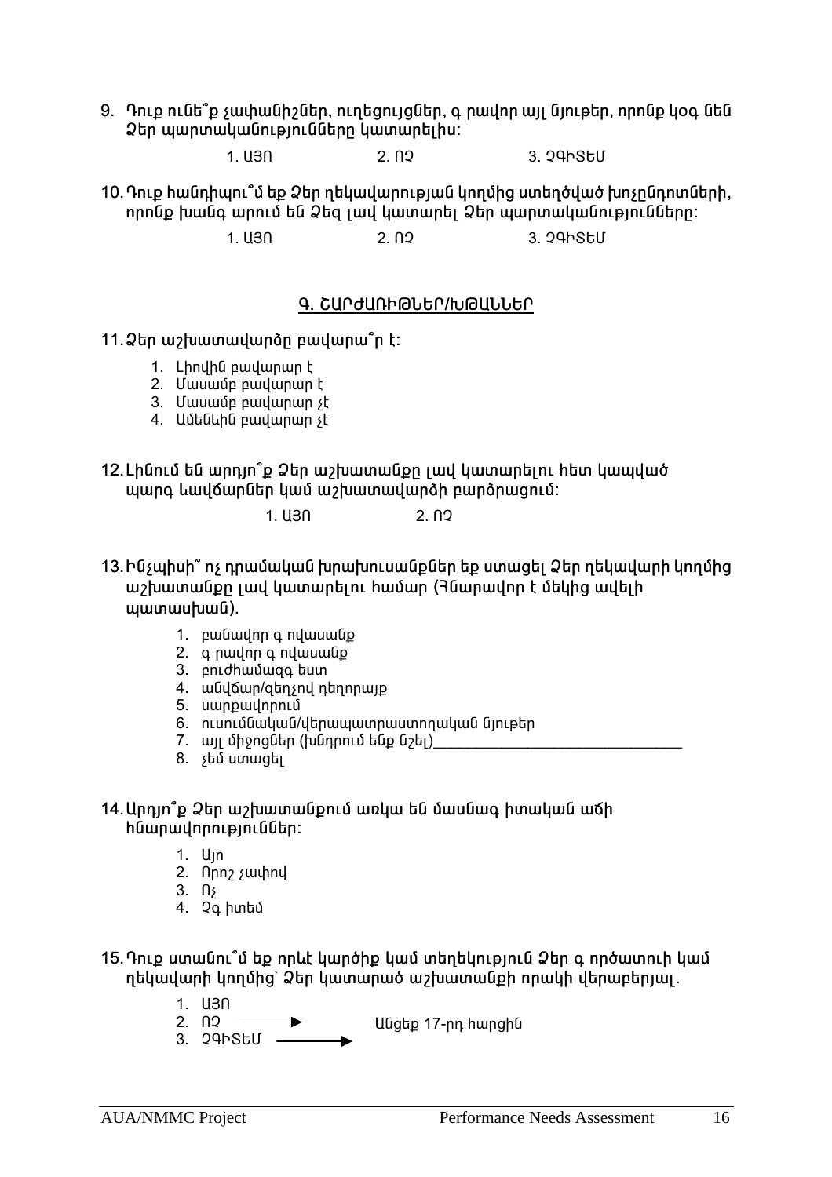9. Դուք ունե՞ք չափանիշներ, ուղեցույցներ, գ րավոր այլ նյութեր, որոնք կօգ նեն Ձեր պարտականությունները կատարելիս:

   1. ԱՅՈ 2. ՈՉ 3. ՉԳԻՏԵՄ

10. Դուք հանդիպու՞մ եք Ձեր ղեկավարության կողմից ստեղծված խոչընդոտների, որոնք խանգ արում են Ձեզ լավ կատարել Ձեր պարտականությունները:

   1. ԱՅՈ 2. ՈՉ 3. ՉԳԻՏԵՄ

## Գ. ՇԱՐԺԱՌԻԹՆԵՐ/ԽԹԱՆՆԵՐ

11. Ձեր աշխատավարձը բավարա՞ր է:
   1. Լիովին բավարար է
   2. Մասամբ բավարար է
   3. Մասամբ բավարար չէ
   4. Ամենևին բավարար չէ

12. Լինում են արդյո՞ք Ձեր աշխատանքը լավ կատարելու հետ կապված պարգ ևավճարներ կամ աշխատավարձի բարձրացում:

   1. ԱՅՈ 2. ՈՉ

13. Ինչպիսի՞ ոչ դրամական խրախուսանքներ եք ստացել Ձեր ղեկավարի կողմից աշխատանքը լավ կատարելու համար (Հնարավոր է մեկից ավելի պատասխան).
   1. բանավոր գ ովասանք
   2. գ րավոր գ ովասանք
   3. բուժհամազգ եստ
   4. անվճար/զեղչով դեղորայք
   5. սարքավորում
   6. ուսումնական/վերապատրաստողական նյութեր
   7. այլ միջոցներ (խնդրում ենք նշել)________________________________
   8. չեմ ստացել

14. Արդյո՞ք Ձեր աշխատանքում առկա են մասնագ իտական աճի հնարավորություններ:
   1. Այո
   2. Որոշ չափով
   3. Ոչ
   4. Չգ իտեմ

15. Դուք ստանու՞մ եք որևէ կարծիք կամ տեղեկություն Ձեր գործատուի կամ ղեկավարի կողմից՝ Ձեր կատարած աշխատանքի որակի վերաբերյալ.
   1. ԱՅՈ
   2. ՈՉ ⟶ Անցեք 17-րդ հարցին
   3. ՉԳԻՏԵՄ ⟶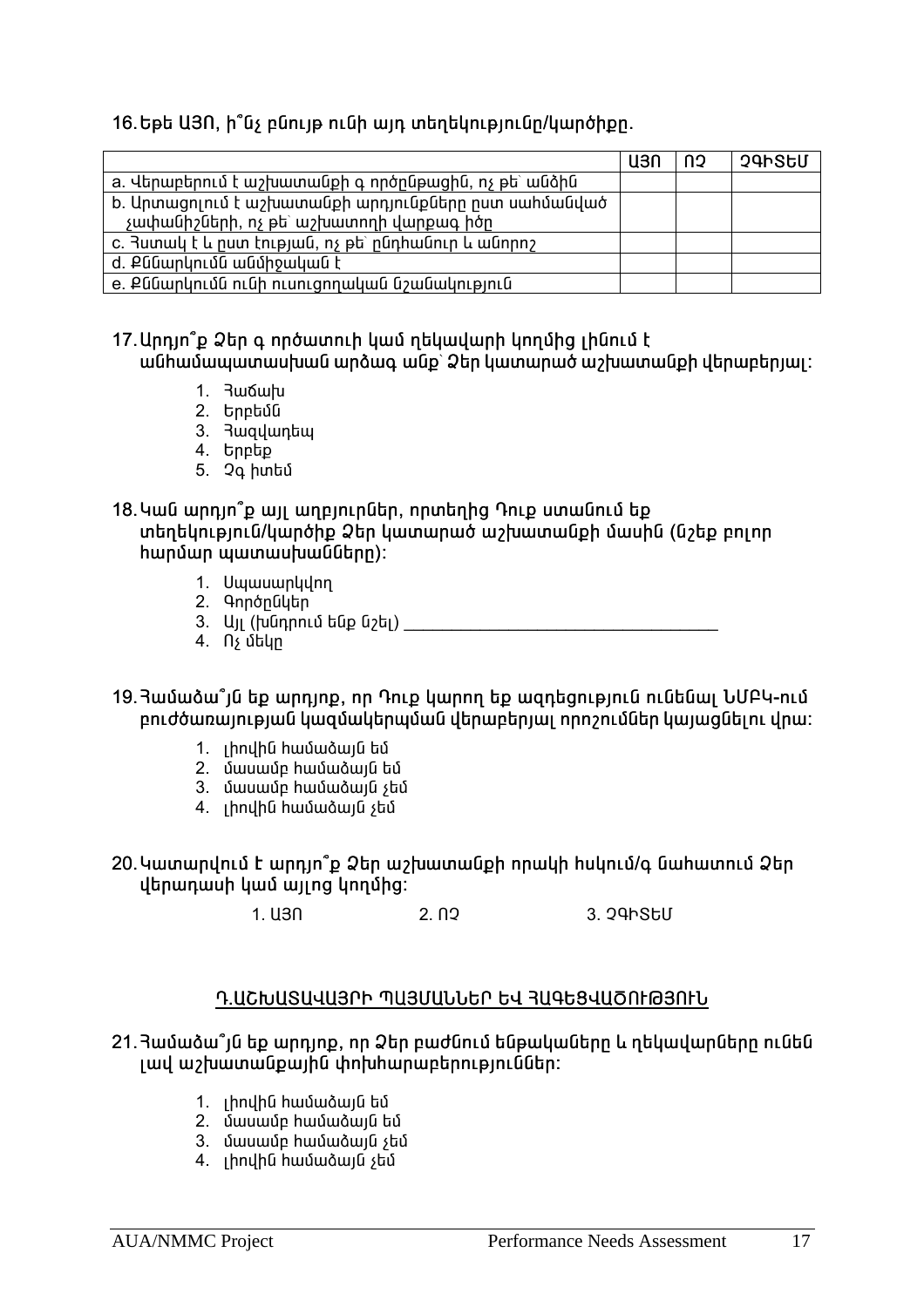16. Եթե ԱՅՈ, ի՞նչ բնույթ ունի այդ տեղեկությունը/կարծիքը.

| | ԱՅՈ | ՈՉ | ՉԳԻՏԵՄ |
|---|---|---|---|
| a. Վերաբերում է աշխատանքի գ ործընթացին, ոչ թե՝ անձին | | | |
| b. Արտացոլում է աշխատանքի արդյունքները ըստ սահմանված չափանիշների, ոչ թե՝ աշխատողի վարքագ իծը | | | |
| c. Հստակ է և ըստ էության, ոչ թե՝ ընդհանուր և անորոշ | | | |
| d. Քննարկումն անմիջական է | | | |
| e. Քննարկումն ունի ուսուցողական նշանակություն | | | |

17. Արդյո՞ք Ձեր գործատուի կամ ղեկավարի կողմից լինում է անհամապատասխան արձագ անք՝ Ձեր կատարած աշխատանքի վերաբերյալ:

1. Հաճախ
2. Երբեմն
3. Հազվադեպ
4. Երբեք
5. Չգ իտեմ

18. Կան արդյո՞ք այլ աղբյուրներ, որտեղից Դուք ստանում եք տեղեկություն/կարծիք Ձեր կատարած աշխատանքի մասին (նշեք բոլոր հարմար պատասխանները):

1. Սպասարկվող
2. Գործընկեր
3. Այլ (խնդրում ենք նշել) ___________________________________
4. Ոչ մեկը

19. Համաձա՞յն եք արդյոք, որ Դուք կարող եք ազդեցություն ունենալ ՆՄԲԿ-ում բուժծառայության կազմակերպման վերաբերյալ որոշումներ կայացնելու վրա:

1. լիովին համաձայն եմ
2. մասամբ համաձայն եմ
3. մասամբ համաձայն չեմ
4. լիովին համաձայն չեմ

20. Կատարվում է արդյո՞ք Ձեր աշխատանքի որակի հսկում/գ նահատում Ձեր վերադասի կամ այլոց կողմից:

1. ԱՅՈ 2. ՈՉ 3. ՉԳԻՏԵՄ

## Դ.ԱՇԽԱՏԱՎԱՅՐԻ ՊԱՅՄԱՆՆԵՐ ԵՎ ՀԱԳԵՑՎԱԾՈՒԹՅՈՒՆ

21. Համաձա՞յն եք արդյոք, որ Ձեր բաժնում ենթակաները և ղեկավարները ունեն լավ աշխատանքային փոխհարաբերություններ:

1. լիովին համաձայն եմ
2. մասամբ համաձայն եմ
3. մասամբ համաձայն չեմ
4. լիովին համաձայն չեմ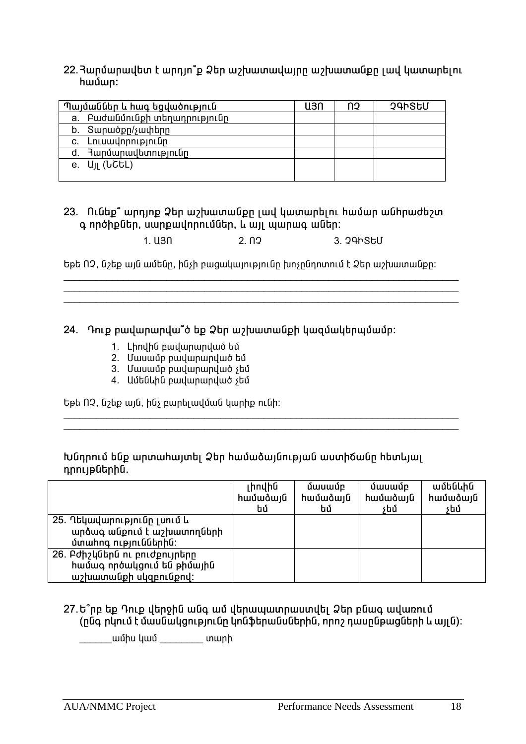22. Հարմարավետ է արդյո՞ք Ձեր աշխատավայրը աշխատանքը լավ կատարելու համար:

| Պայմաններ և հագ եցվածություն | ԱՅՈ | ՈՉ | ՉԳԻՏԵՄ |
|---|---|---|---|
| a. Բաժանմունքի տեղադրությունը | | | |
| b. Տարածքը/չափերը | | | |
| c. Լուսավորությունը | | | |
| d. Հարմարավետությունը | | | |
| e. Այլ (ՆՇԵԼ) | | | |

23. Ունեք՞ արդյոք Ձեր աշխատանքը լավ կատարելու համար անհրաժեշտ գ ործիքներ, սարքավորումներ, և այլ պարագ աներ:

1. ԱՅՈ 2. ՈՉ 3. ՉԳԻՏԵՄ

Եթե ՈՉ, նշեք այն ամենը, ինչի բացակայությունը խոչընդոտում է Ձեր աշխատանքը:
________________________________________________________________________________
________________________________________________________________________________
________________________________________________________________________________

24. Դուք բավարարվա՞ծ եք Ձեր աշխատանքի կազմակերպմամբ:

1. Լիովին բավարարված եմ
2. Մասամբ բավարարված եմ
3. Մասամբ բավարարված չեմ
4. Ամենևին բավարարված չեմ

Եթե ՈՉ, նշեք այն, ինչ բարելավման կարիք ունի:
________________________________________________________________________________
________________________________________________________________________________

Խնդրում ենք արտահայտել Ձեր համաձայնության աստիճանը հետևյալ դրույթներին.

| | լիովին համաձայն եմ | մասամբ համաձայն եմ | մասամբ համաձայն չեմ | ամենևին համաձայն չեմ |
|---|---|---|---|---|
| 25. Ղեկավարությունը լսում և արձագ անքում է աշխատողների մտահոգ ություններին: | | | | |
| 26. Բժիշկներն ու բուժքույրերը համագ ործակցում են թիմային աշխատանքի սկզբունքով: | | | | |

27. Ե՞րբ եք Դուք վերջին անգ ամ վերապատրաստվել Ձեր բնագ ավառում (ընգ րկում է մասնակցությունը կոնֆերանսներին, որոշ դասընթացների և այլն):

_______ամիս կամ _________ տարի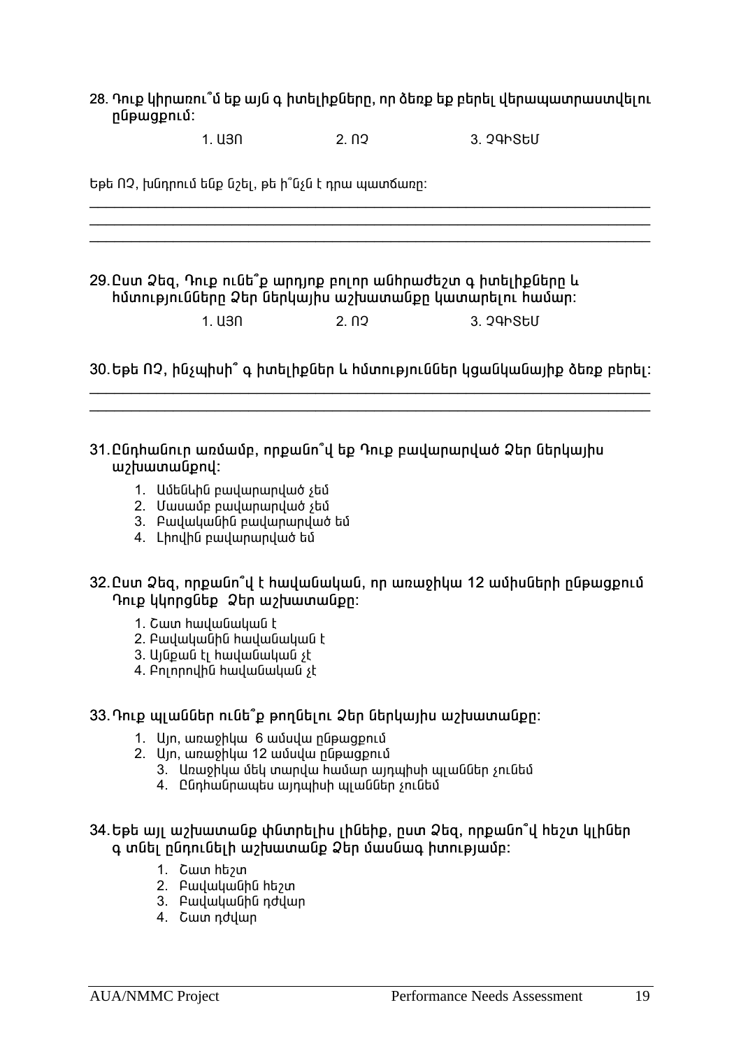28. Դուք կիրառու՞մ եք այն գ իտելիքները, որ ձեռք եք բերել վերապատրաստվելու ընթացքում:

1. ԱՅՈ  2. ՈՉ  3. ՉԳԻՏԵՄ

Եթե ՈՉ, խնդրում ենք նշել, թե ի՞նչն է դրա պատճառը:

________________________________________________________________________
________________________________________________________________________
________________________________________________________________________

29. Ըստ Ձեզ, Դուք ունե՞ք արդյոք բոլոր անհրաժեշտ գ իտելիքները և հմտությունները Ձեր ներկայիս աշխատանքը կատարելու համար:

1. ԱՅՈ  2. ՈՉ  3. ՉԳԻՏԵՄ

30. Եթե ՈՉ, ինչպիսի՞ գ իտելիքներ և հմտություններ կցանկանայիք ձեռք բերել:

________________________________________________________________________
________________________________________________________________________

31. Ընդհանուր առմամբ, որքանո՞վ եք Դուք բավարարված Ձեր ներկայիս աշխատանքով:

1. Ամենևին բավարարված չեմ
2. Մասամբ բավարարված չեմ
3. Բավականին բավարարված եմ
4. Լիովին բավարարված եմ

32. Ըստ Ձեզ, որքանո՞վ է հավանական, որ առաջիկա 12 ամիսների ընթացքում Դուք կկորցնեք Ձեր աշխատանքը:

1. Շատ հավանական է
2. Բավականին հավանական է
3. Այնքան էլ հավանական չէ
4. Բոլորովին հավանական չէ

33. Դուք պլաններ ունե՞ք թողնելու Ձեր ներկայիս աշխատանքը:

1. Այո, առաջիկա 6 ամսվա ընթացքում
2. Այո, առաջիկա 12 ամսվա ընթացքում
3. Առաջիկա մեկ տարվա համար այդպիսի պլաններ չունեմ
4. Ընդհանրապես այդպիսի պլաններ չունեմ

34. Եթե այլ աշխատանք փնտրելիս լինեիք, ըստ Ձեզ, որքանո՞վ հեշտ կլիներ գ տնել ընդունելի աշխատանք Ձեր մասնագ իտությամբ:

1. Շատ հեշտ
2. Բավականին հեշտ
3. Բավականին դժվար
4. Շատ դժվար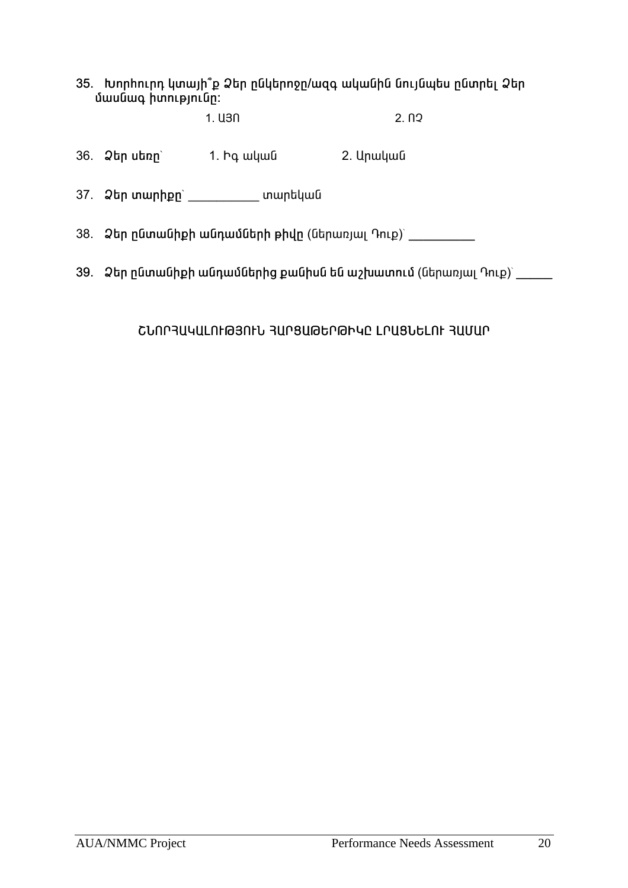35. Խորհուրդ կտայի՞ք Ձեր ընկերոջը/ազգ ականին նույնպես ընտրել Ձեր մասնագ իտությունը:

1. ԱՅՈ　　　　　　　　2. ՈՉ

36. Ձեր սեռը՝　　1. Իգ ական　　2. Արական

37. Ձեր տարիքը՝ __________ տարեկան

38. Ձեր ընտանիքի անդամների թիվը (ներառյալ Դուք)՝ __________

39. Ձեր ընտանիքի անդամներից քանիսն են աշխատում (ներառյալ Դուք)՝ ______

ՇՆՈՐՀԱԿԱԼՈՒԹՅՈՒՆ ՀԱՐՑԱԹԵՐԹԻԿԸ ԼՐԱՑՆԵԼՈՒ ՀԱՄԱՐ